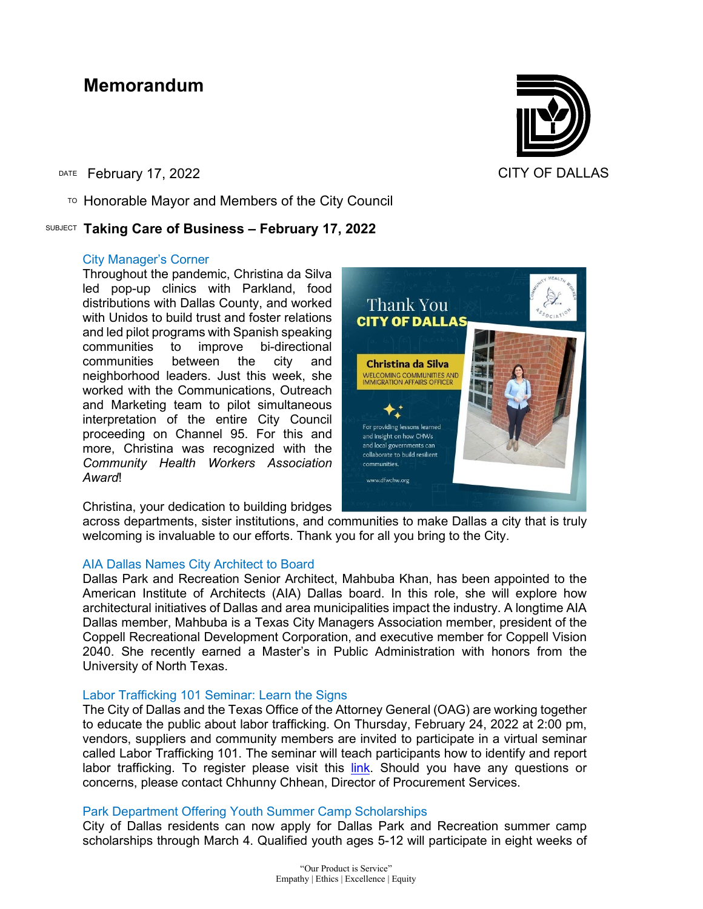# Memorandum

CITY OF DALLAS

DATE February 17, 2022

TO Honorable Mayor and Members of the City Council

SUBJECT **Taking Care of Business – February 17, 2022**

## City Manager's Corner

Throughout the pandemic, Christina da Silva led pop-up clinics with Parkland, food distributions with Dallas County, and worked with Unidos to build trust and foster relations and led pilot programs with Spanish speaking communities to improve bi-directional communities between the city and neighborhood leaders. Just this week, she worked with the Communications, Outreach and Marketing team to pilot simultaneous interpretation of the entire City Council proceeding on Channel 95. For this and more, Christina was recognized with the *Community Health Workers Association Award*!

Christina, your dedication to building bridges across departments, sister institutions, and communities to make Dallas a city that is truly welcoming is invaluable to our efforts. Thank you for all you bring to the City.

## AIA Dallas Names City Architect to Board

Dallas Park and Recreation Senior Architect, Mahbuba Khan, has been appointed to the American Institute of Architects (AIA) Dallas board. In this role, she will explore how architectural initiatives of Dallas and area municipalities impact the industry. A longtime AIA Dallas member, Mahbuba is a Texas City Managers Association member, president of the Coppell Recreational Development Corporation, and executive member for Coppell Vision 2040. She recently earned a Master's in Public Administration with honors from the University of North Texas.

## Labor Trafficking 101 Seminar: Learn the Signs

The City of Dallas and the Texas Office of the Attorney General (OAG) are working together to educate the public about labor trafficking. On Thursday, February 24, 2022 at 2:00 pm, vendors, suppliers and community members are invited to participate in a virtual seminar called Labor Trafficking 101. The seminar will teach participants how to identify and report labor trafficking. To register please visit this link. Should you have any questions or concerns, please contact Chhunny Chhean, Director of Procurement Services.

## Park Department Offering Youth Summer Camp Scholarships

City of Dallas residents can now apply for Dallas Park and Recreation summer camp scholarships through March 4. Qualified youth ages 5-12 will participate in eight weeks of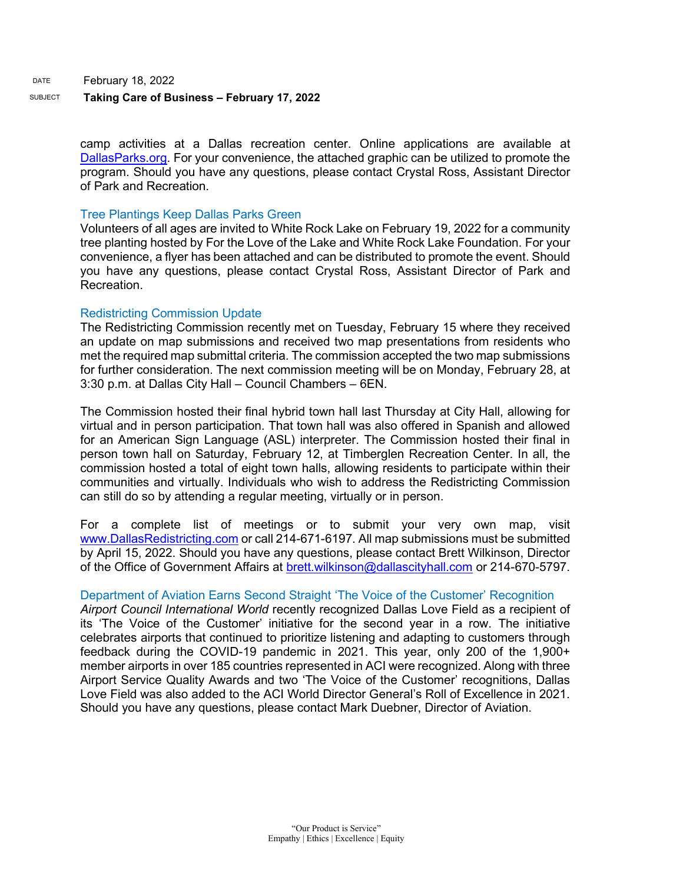camp activities at a Dallas recreation center. Online applications are available at DallasParks.org. For your convenience, the attached graphic can be utilized to promote the program. Should you have any questions, please contact Crystal Ross, Assistant Director of Park and Recreation.

### Tree Plantings Keep Dallas Parks Green

Volunteers of all ages are invited to White Rock Lake on February 19, 2022 for a community tree planting hosted by For the Love of the Lake and White Rock Lake Foundation. For your convenience, a flyer has been attached and can be distributed to promote the event. Should you have any questions, please contact Crystal Ross, Assistant Director of Park and Recreation.

### Redistricting Commission Update

The Redistricting Commission recently met on Tuesday, February 15 where they received an update on map submissions and received two map presentations from residents who met the required map submittal criteria. The commission accepted the two map submissions for further consideration. The next commission meeting will be on Monday, February 28, at 3:30 p.m. at Dallas City Hall – Council Chambers – 6EN.

The Commission hosted their final hybrid town hall last Thursday at City Hall, allowing for virtual and in person participation. That town hall was also offered in Spanish and allowed for an American Sign Language (ASL) interpreter. The Commission hosted their final in person town hall on Saturday, February 12, at Timberglen Recreation Center. In all, the commission hosted a total of eight town halls, allowing residents to participate within their communities and virtually. Individuals who wish to address the Redistricting Commission can still do so by attending a regular meeting, virtually or in person.

For a complete list of meetings or to submit your very own map, visit www.DallasRedistricting.com or call 214-671-6197. All map submissions must be submitted by April 15, 2022. Should you have any questions, please contact Brett Wilkinson, Director of the Office of Government Affairs at brett.wilkinson@dallascityhall.com or 214-670-5797.

### Department of Aviation Earns Second Straight 'The Voice of the Customer' Recognition

*Airport Council International World* recently recognized Dallas Love Field as a recipient of its 'The Voice of the Customer' initiative for the second year in a row. The initiative celebrates airports that continued to prioritize listening and adapting to customers through feedback during the COVID-19 pandemic in 2021. This year, only 200 of the 1,900+ member airports in over 185 countries represented in ACI were recognized. Along with three Airport Service Quality Awards and two 'The Voice of the Customer' recognitions, Dallas Love Field was also added to the ACI World Director General's Roll of Excellence in 2021. Should you have any questions, please contact Mark Duebner, Director of Aviation.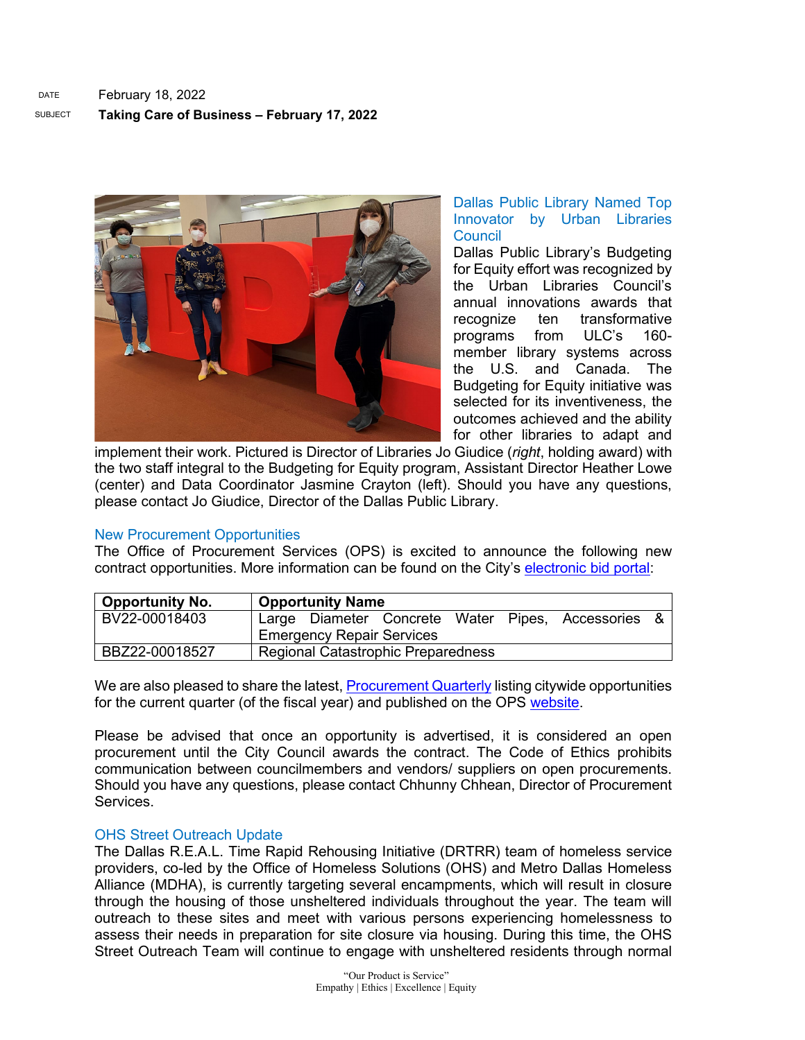DATE February 18, 2022

SUBJECT **Taking Care of Business – February 17, 2022**

## Dallas Public Library Named Top Innovator by Urban Libraries Council

Dallas Public Library's Budgeting for Equity effort was recognized by the Urban Libraries Council's annual innovations awards that recognize ten transformative programs from ULC's 160-member library systems across the U.S. and Canada. The Budgeting for Equity initiative was selected for its inventiveness, the outcomes achieved and the ability for other libraries to adapt and implement their work. Pictured is Director of Libraries Jo Giudice (*right*, holding award) with the two staff integral to the Budgeting for Equity program, Assistant Director Heather Lowe (center) and Data Coordinator Jasmine Crayton (left). Should you have any questions, please contact Jo Giudice, Director of the Dallas Public Library.

## New Procurement Opportunities

The Office of Procurement Services (OPS) is excited to announce the following new contract opportunities. More information can be found on the City's electronic bid portal:

| Opportunity No. | Opportunity Name |
|---|---|
| BV22-00018403 | Large Diameter Concrete Water Pipes, Accessories & Emergency Repair Services |
| BBZ22-00018527 | Regional Catastrophic Preparedness |

We are also pleased to share the latest, Procurement Quarterly listing citywide opportunities for the current quarter (of the fiscal year) and published on the OPS website.

Please be advised that once an opportunity is advertised, it is considered an open procurement until the City Council awards the contract. The Code of Ethics prohibits communication between councilmembers and vendors/ suppliers on open procurements. Should you have any questions, please contact Chhunny Chhean, Director of Procurement Services.

## OHS Street Outreach Update

The Dallas R.E.A.L. Time Rapid Rehousing Initiative (DRTRR) team of homeless service providers, co-led by the Office of Homeless Solutions (OHS) and Metro Dallas Homeless Alliance (MDHA), is currently targeting several encampments, which will result in closure through the housing of those unsheltered individuals throughout the year. The team will outreach to these sites and meet with various persons experiencing homelessness to assess their needs in preparation for site closure via housing. During this time, the OHS Street Outreach Team will continue to engage with unsheltered residents through normal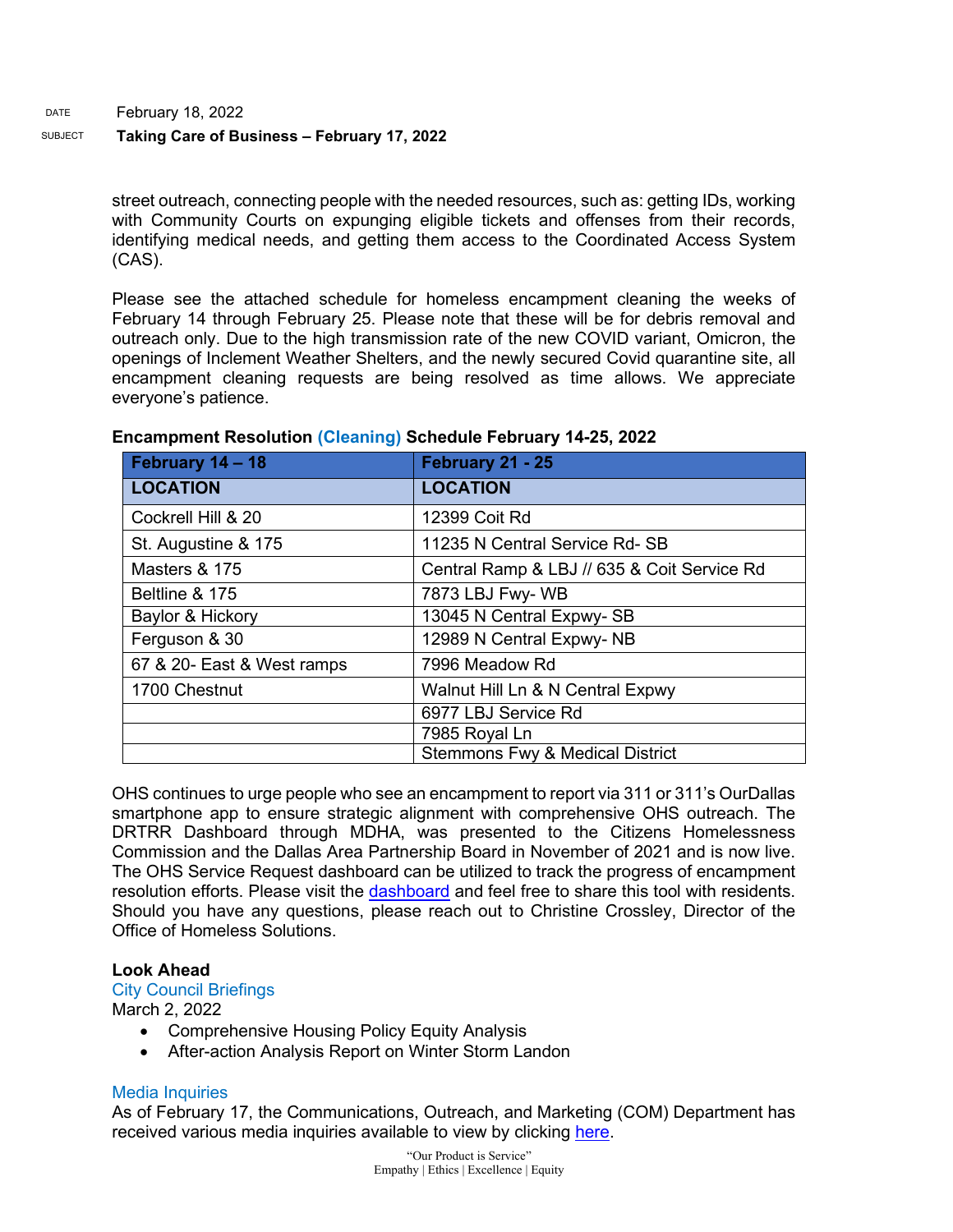street outreach, connecting people with the needed resources, such as: getting IDs, working with Community Courts on expunging eligible tickets and offenses from their records, identifying medical needs, and getting them access to the Coordinated Access System (CAS).

Please see the attached schedule for homeless encampment cleaning the weeks of February 14 through February 25. Please note that these will be for debris removal and outreach only. Due to the high transmission rate of the new COVID variant, Omicron, the openings of Inclement Weather Shelters, and the newly secured Covid quarantine site, all encampment cleaning requests are being resolved as time allows. We appreciate everyone's patience.

**Encampment Resolution (Cleaning) Schedule February 14-25, 2022**

| February 14 – 18 | February 21 - 25 |
|---|---|
| **LOCATION** | **LOCATION** |
| Cockrell Hill & 20 | 12399 Coit Rd |
| St. Augustine & 175 | 11235 N Central Service Rd- SB |
| Masters & 175 | Central Ramp & LBJ // 635 & Coit Service Rd |
| Beltline & 175 | 7873 LBJ Fwy- WB |
| Baylor & Hickory | 13045 N Central Expwy- SB |
| Ferguson & 30 | 12989 N Central Expwy- NB |
| 67 & 20- East & West ramps | 7996 Meadow Rd |
| 1700 Chestnut | Walnut Hill Ln & N Central Expwy |
| | 6977 LBJ Service Rd |
| | 7985 Royal Ln |
| | Stemmons Fwy & Medical District |

OHS continues to urge people who see an encampment to report via 311 or 311's OurDallas smartphone app to ensure strategic alignment with comprehensive OHS outreach. The DRTRR Dashboard through MDHA, was presented to the Citizens Homelessness Commission and the Dallas Area Partnership Board in November of 2021 and is now live. The OHS Service Request dashboard can be utilized to track the progress of encampment resolution efforts. Please visit the dashboard and feel free to share this tool with residents. Should you have any questions, please reach out to Christine Crossley, Director of the Office of Homeless Solutions.

**Look Ahead**

City Council Briefings

March 2, 2022

- Comprehensive Housing Policy Equity Analysis
- After-action Analysis Report on Winter Storm Landon

Media Inquiries

As of February 17, the Communications, Outreach, and Marketing (COM) Department has received various media inquiries available to view by clicking here.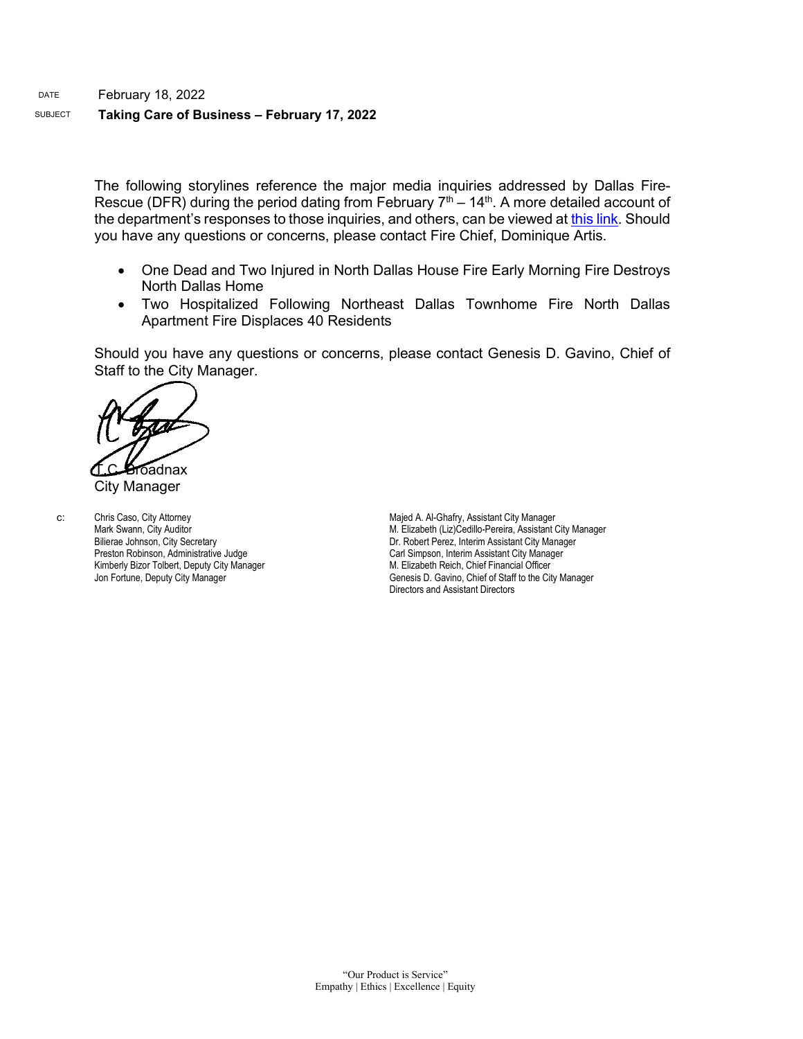DATE February 18, 2022

SUBJECT **Taking Care of Business – February 17, 2022**

The following storylines reference the major media inquiries addressed by Dallas Fire-Rescue (DFR) during the period dating from February 7th – 14th. A more detailed account of the department's responses to those inquiries, and others, can be viewed at this link. Should you have any questions or concerns, please contact Fire Chief, Dominique Artis.

- One Dead and Two Injured in North Dallas House Fire Early Morning Fire Destroys North Dallas Home
- Two Hospitalized Following Northeast Dallas Townhome Fire North Dallas Apartment Fire Displaces 40 Residents

Should you have any questions or concerns, please contact Genesis D. Gavino, Chief of Staff to the City Manager.

T.C. Broadnax
City Manager

c: Chris Caso, City Attorney
Mark Swann, City Auditor
Bilierae Johnson, City Secretary
Preston Robinson, Administrative Judge
Kimberly Bizor Tolbert, Deputy City Manager
Jon Fortune, Deputy City Manager
Majed A. Al-Ghafry, Assistant City Manager
M. Elizabeth (Liz)Cedillo-Pereira, Assistant City Manager
Dr. Robert Perez, Interim Assistant City Manager
Carl Simpson, Interim Assistant City Manager
M. Elizabeth Reich, Chief Financial Officer
Genesis D. Gavino, Chief of Staff to the City Manager
Directors and Assistant Directors

"Our Product is Service"
Empathy | Ethics | Excellence | Equity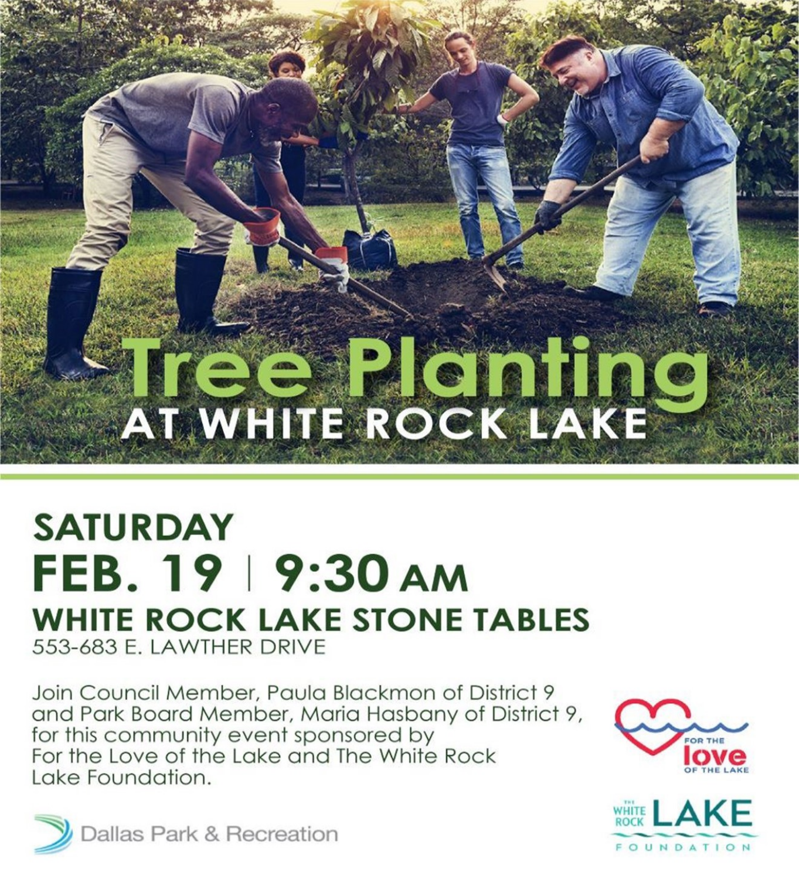# Tree Planting

## AT WHITE ROCK LAKE

## SATURDAY

## FEB. 19 | 9:30 AM

### WHITE ROCK LAKE STONE TABLES

553-683 E. LAWTHER DRIVE

Join Council Member, Paula Blackmon of District 9 and Park Board Member, Maria Hasbany of District 9, for this community event sponsored by For the Love of the Lake and The White Rock Lake Foundation.

Dallas Park & Recreation

For the love of the Lake

The White Rock Lake Foundation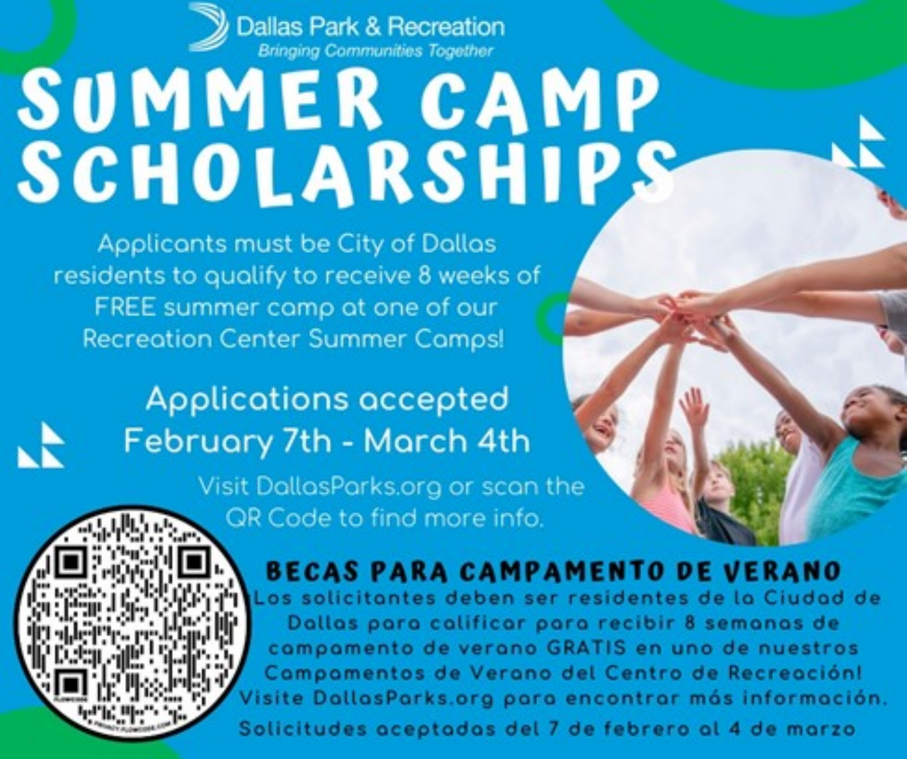Dallas Park & Recreation

*Bringing Communities Together*

# SUMMER CAMP SCHOLARSHIPS

Applicants must be City of Dallas residents to qualify to receive 8 weeks of FREE summer camp at one of our Recreation Center Summer Camps!

## Applications accepted February 7th - March 4th

Visit DallasParks.org or scan the QR Code to find more info.

## BECAS PARA CAMPAMENTO DE VERANO

¡Los solicitantes deben ser residentes de la Ciudad de Dallas para calificar para recibir 8 semanas de campamento de verano GRATIS en uno de nuestros Campamentos de Verano del Centro de Recreación! Visite DallasParks.org para encontrar más información.

Solicitudes aceptadas del 7 de febrero al 4 de marzo